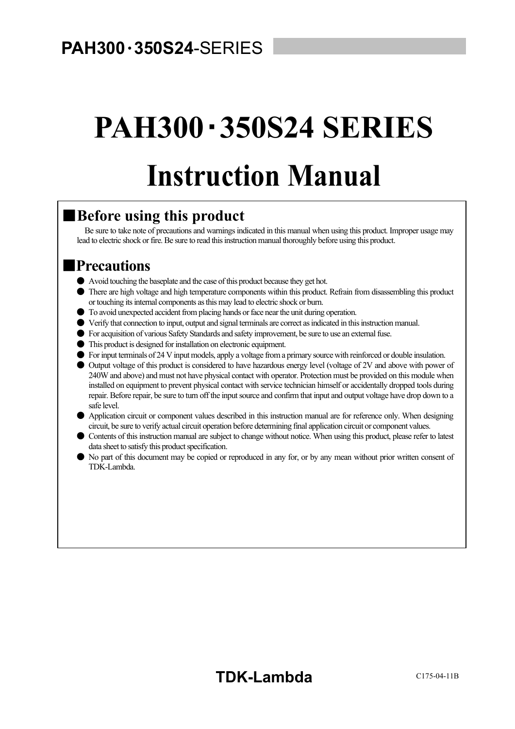# PAH300･350S24 SERIES

# Instruction Manual

## ■Before using this product

Be sure to take note of precautions and warnings indicated in this manual when using this product. Improper usage may lead to electric shock or fire. Be sure to read this instruction manual thoroughly before using this product.

## ■Precautions

- Avoid touching the baseplate and the case of this product because they get hot.
- There are high voltage and high temperature components within this product. Refrain from disassembling this product or touching its internal components as this may lead to electric shock or burn.
- To avoid unexpected accident from placing hands or face near the unit during operation.
- Verify that connection to input, output and signal terminals are correct as indicated in this instruction manual.
- For acquisition of various Safety Standards and safety improvement, be sure to use an external fuse.
- This product is designed for installation on electronic equipment.
- For input terminals of 24 V input models, apply a voltage from a primary source with reinforced or double insulation.
- Output voltage of this product is considered to have hazardous energy level (voltage of 2V and above with power of 240W and above) and must not have physical contact with operator. Protection must be provided on this module when installed on equipment to prevent physical contact with service technician himself or accidentally dropped tools during repair. Before repair, be sure to turn off the input source and confirm that input and output voltage have drop down to a safe level.
- Application circuit or component values described in this instruction manual are for reference only. When designing circuit, be sure to verify actual circuit operation before determining final application circuit or component values.
- Contents of this instruction manual are subject to change without notice. When using this product, please refer to latest data sheet to satisfy this product specification.
- No part of this document may be copied or reproduced in any for, or by any mean without prior written consent of TDK-Lambda.

TDK-Lambda

C175-04-11B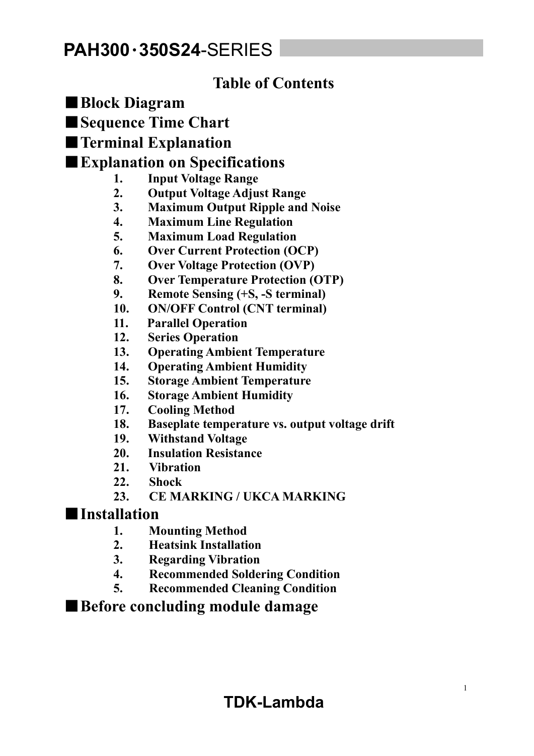# PAH300・350S24-SERIES

## Table of Contents

## ■Block Diagram

## ■Sequence Time Chart

## ■Terminal Explanation

## ■Explanation on Specifications

1. **Input Voltage Range**
2. **Output Voltage Adjust Range**
3. **Maximum Output Ripple and Noise**
4. **Maximum Line Regulation**
5. **Maximum Load Regulation**
6. **Over Current Protection (OCP)**
7. **Over Voltage Protection (OVP)**
8. **Over Temperature Protection (OTP)**
9. **Remote Sensing (+S, -S terminal)**
10. **ON/OFF Control (CNT terminal)**
11. **Parallel Operation**
12. **Series Operation**
13. **Operating Ambient Temperature**
14. **Operating Ambient Humidity**
15. **Storage Ambient Temperature**
16. **Storage Ambient Humidity**
17. **Cooling Method**
18. **Baseplate temperature vs. output voltage drift**
19. **Withstand Voltage**
20. **Insulation Resistance**
21. **Vibration**
22. **Shock**
23. **CE MARKING / UKCA MARKING**

## ■Installation

1. **Mounting Method**
2. **Heatsink Installation**
3. **Regarding Vibration**
4. **Recommended Soldering Condition**
5. **Recommended Cleaning Condition**

## ■Before concluding module damage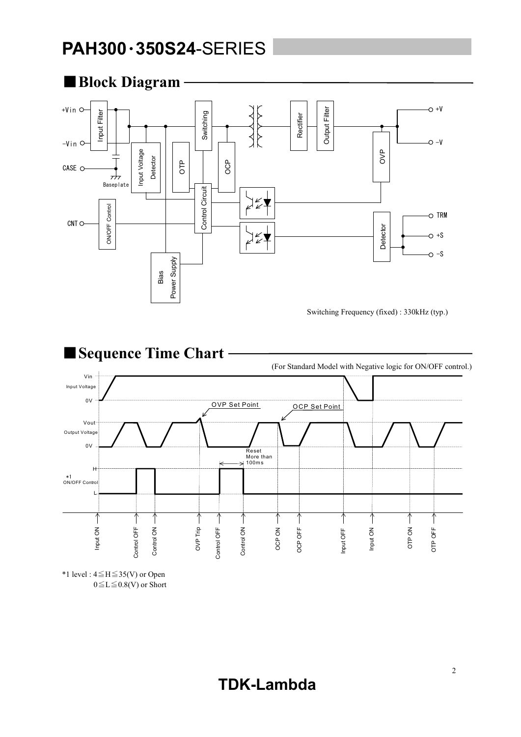# PAH300・350S24-SERIES

## ■Block Diagram

Switching Frequency (fixed) : 330kHz (typ.)

## ■Sequence Time Chart

(For Standard Model with Negative logic for ON/OFF control.)

*1 level : 4≦H≦35(V) or Open
0≦L≦0.8(V) or Short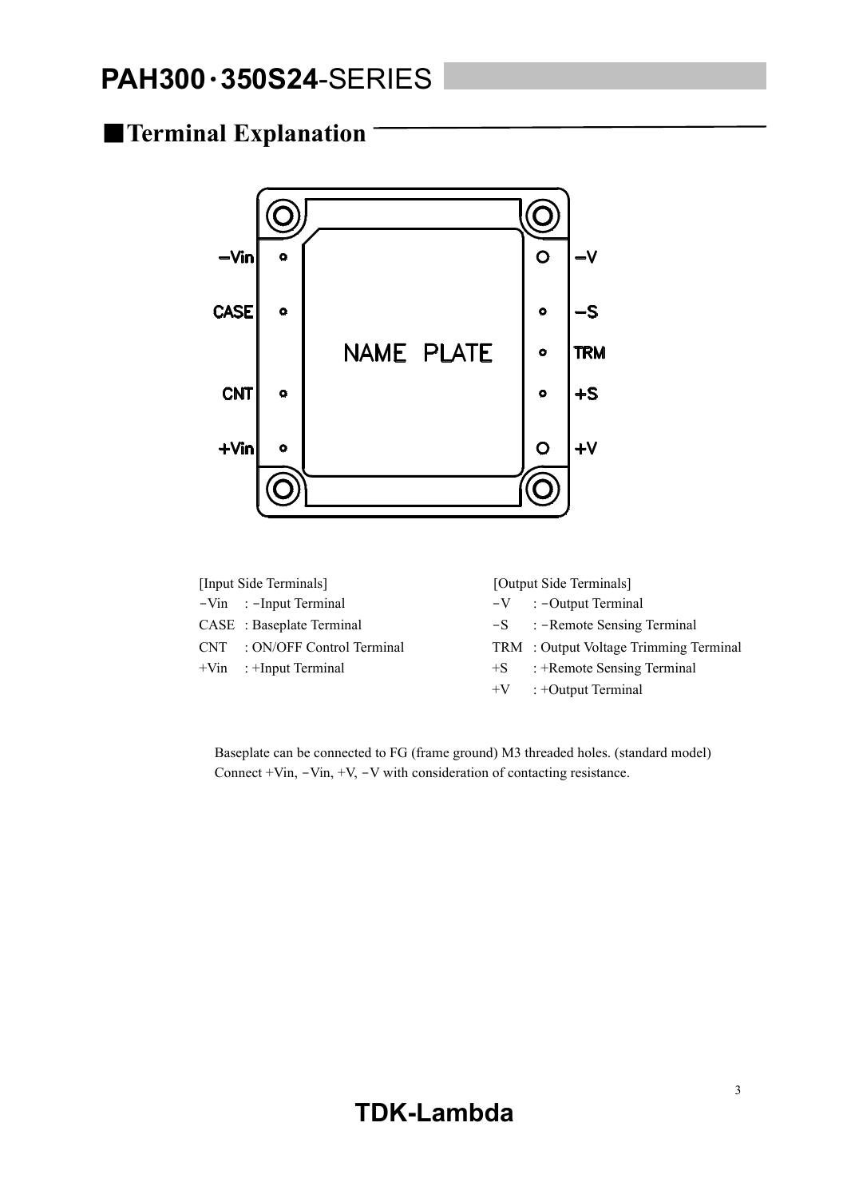## ■Terminal Explanation

[Input Side Terminals]

- −Vin : −Input Terminal
- CASE : Baseplate Terminal
- CNT : ON/OFF Control Terminal
- +Vin : +Input Terminal

[Output Side Terminals]

- −V : −Output Terminal
- −S : −Remote Sensing Terminal
- TRM : Output Voltage Trimming Terminal
- +S : +Remote Sensing Terminal
- +V : +Output Terminal

Baseplate can be connected to FG (frame ground) M3 threaded holes. (standard model)
Connect +Vin, −Vin, +V, −V with consideration of contacting resistance.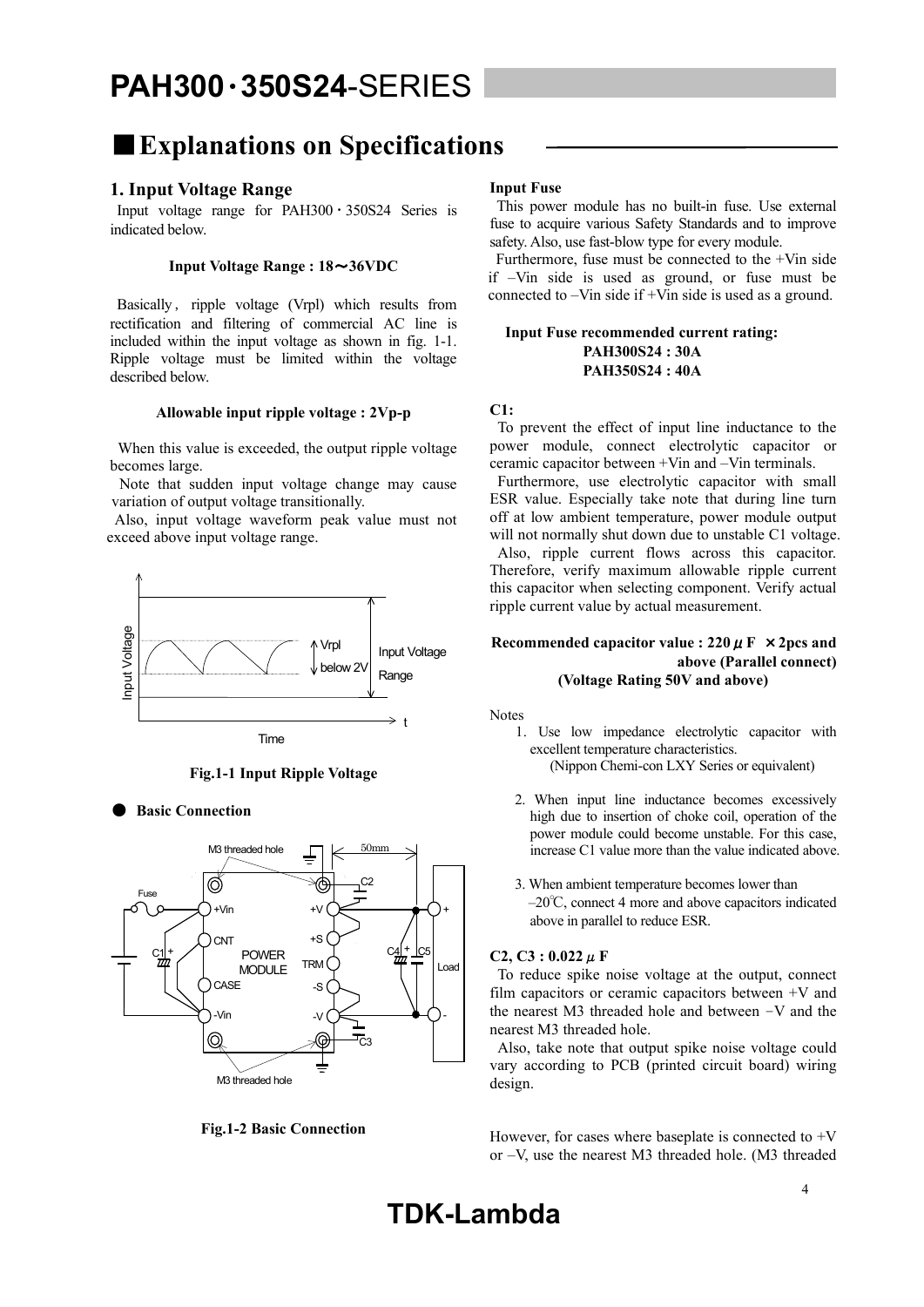## ■Explanations on Specifications

### 1. Input Voltage Range

Input voltage range for PAH300・350S24 Series is indicated below.

**Input Voltage Range : 18～36VDC**

Basically, ripple voltage (Vrpl) which results from rectification and filtering of commercial AC line is included within the input voltage as shown in fig. 1-1. Ripple voltage must be limited within the voltage described below.

**Allowable input ripple voltage : 2Vp-p**

When this value is exceeded, the output ripple voltage becomes large.

Note that sudden input voltage change may cause variation of output voltage transitionally.

Also, input voltage waveform peak value must not exceed above input voltage range.

**Fig.1-1 Input Ripple Voltage**

● **Basic Connection**

**Fig.1-2 Basic Connection**

**Input Fuse**

This power module has no built-in fuse. Use external fuse to acquire various Safety Standards and to improve safety. Also, use fast-blow type for every module.

Furthermore, fuse must be connected to the +Vin side if –Vin side is used as ground, or fuse must be connected to –Vin side if +Vin side is used as a ground.

**Input Fuse recommended current rating:**
**PAH300S24 : 30A**
**PAH350S24 : 40A**

**C1:**

To prevent the effect of input line inductance to the power module, connect electrolytic capacitor or ceramic capacitor between +Vin and –Vin terminals.

Furthermore, use electrolytic capacitor with small ESR value. Especially take note that during line turn off at low ambient temperature, power module output will not normally shut down due to unstable C1 voltage.

Also, ripple current flows across this capacitor. Therefore, verify maximum allowable ripple current this capacitor when selecting component. Verify actual ripple current value by actual measurement.

**Recommended capacitor value : 220μF ×2pcs and above (Parallel connect)**
**(Voltage Rating 50V and above)**

Notes

1. Use low impedance electrolytic capacitor with excellent temperature characteristics. (Nippon Chemi-con LXY Series or equivalent)
2. When input line inductance becomes excessively high due to insertion of choke coil, operation of the power module could become unstable. For this case, increase C1 value more than the value indicated above.
3. When ambient temperature becomes lower than –20℃, connect 4 more and above capacitors indicated above in parallel to reduce ESR.

**C2, C3 : 0.022μF**

To reduce spike noise voltage at the output, connect film capacitors or ceramic capacitors between +V and the nearest M3 threaded hole and between −V and the nearest M3 threaded hole.

Also, take note that output spike noise voltage could vary according to PCB (printed circuit board) wiring design.

However, for cases where baseplate is connected to +V or –V, use the nearest M3 threaded hole. (M3 threaded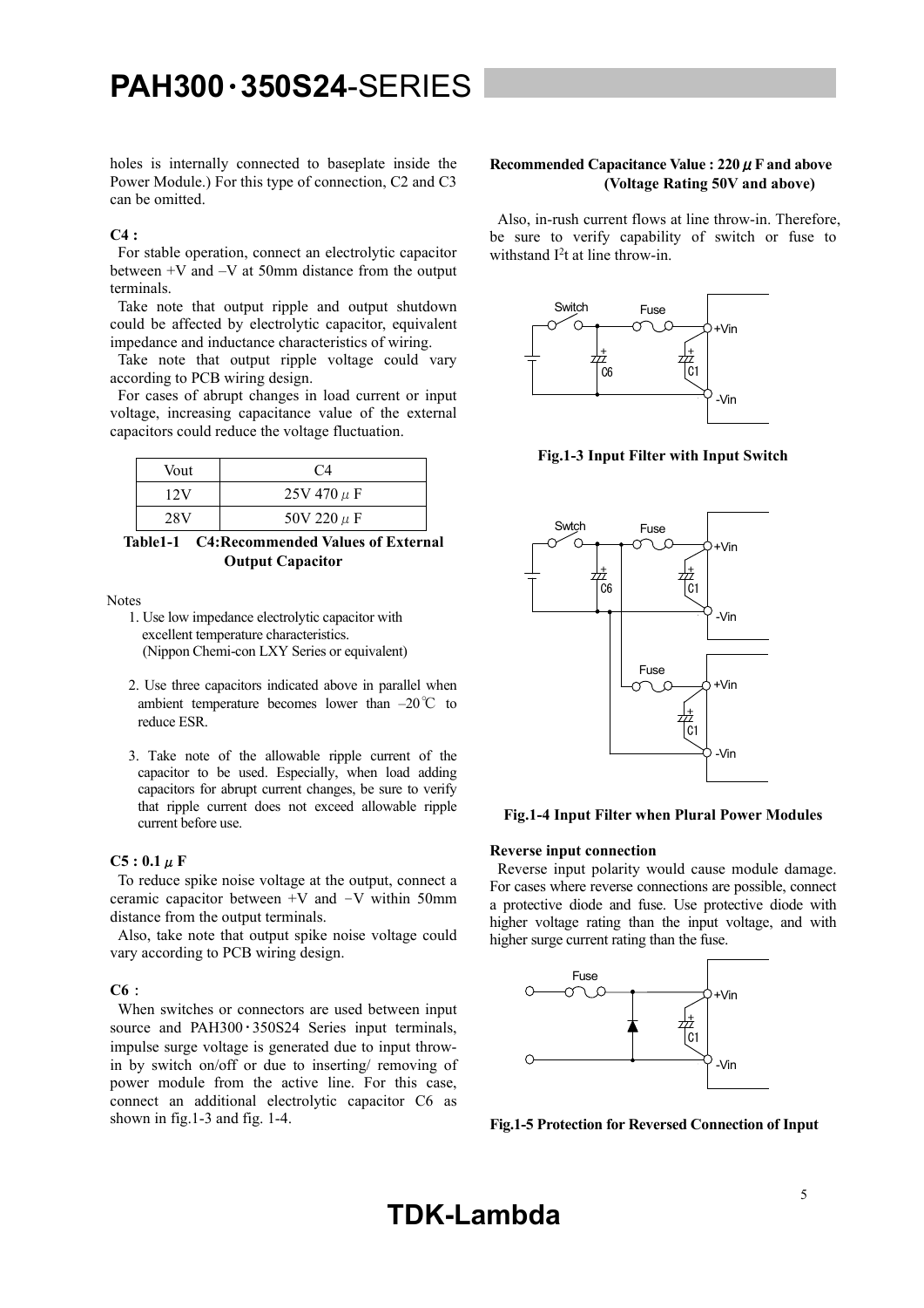holes is internally connected to baseplate inside the Power Module.) For this type of connection, C2 and C3 can be omitted.

**C4 :**

For stable operation, connect an electrolytic capacitor between +V and –V at 50mm distance from the output terminals.

Take note that output ripple and output shutdown could be affected by electrolytic capacitor, equivalent impedance and inductance characteristics of wiring.

Take note that output ripple voltage could vary according to PCB wiring design.

For cases of abrupt changes in load current or input voltage, increasing capacitance value of the external capacitors could reduce the voltage fluctuation.

| Vout | C4 |
|---|---|
| 12V | 25V 470 μ F |
| 28V | 50V 220 μ F |

**Table1-1 C4:Recommended Values of External Output Capacitor**

Notes

1. Use low impedance electrolytic capacitor with excellent temperature characteristics. (Nippon Chemi-con LXY Series or equivalent)
2. Use three capacitors indicated above in parallel when ambient temperature becomes lower than –20℃ to reduce ESR.
3. Take note of the allowable ripple current of the capacitor to be used. Especially, when load adding capacitors for abrupt current changes, be sure to verify that ripple current does not exceed allowable ripple current before use.

**C5 : 0.1 μ F**

To reduce spike noise voltage at the output, connect a ceramic capacitor between +V and −V within 50mm distance from the output terminals.

Also, take note that output spike noise voltage could vary according to PCB wiring design.

**C6 :**

When switches or connectors are used between input source and PAH300・350S24 Series input terminals, impulse surge voltage is generated due to input throw-in by switch on/off or due to inserting/ removing of power module from the active line. For this case, connect an additional electrolytic capacitor C6 as shown in fig.1-3 and fig. 1-4.

**Recommended Capacitance Value : 220 μ F and above (Voltage Rating 50V and above)**

Also, in-rush current flows at line throw-in. Therefore, be sure to verify capability of switch or fuse to withstand $I^2t$ at line throw-in.

**Fig.1-3 Input Filter with Input Switch**

**Fig.1-4 Input Filter when Plural Power Modules**

**Reverse input connection**

Reverse input polarity would cause module damage. For cases where reverse connections are possible, connect a protective diode and fuse. Use protective diode with higher voltage rating than the input voltage, and with higher surge current rating than the fuse.

**Fig.1-5 Protection for Reversed Connection of Input**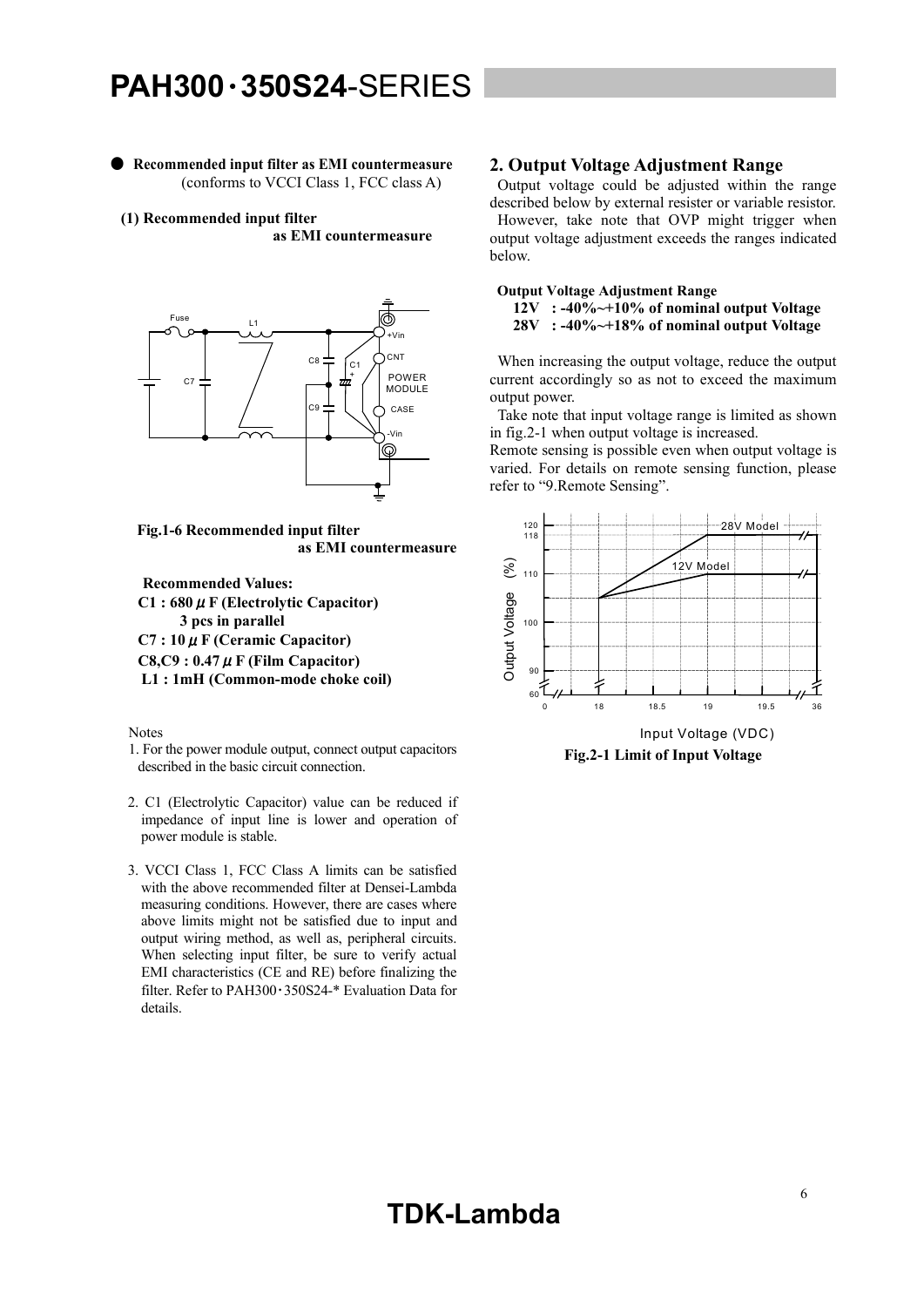● **Recommended input filter as EMI countermeasure**
(conforms to VCCI Class 1, FCC class A)

**(1) Recommended input filter as EMI countermeasure**

**Fig.1-6 Recommended input filter as EMI countermeasure**

**Recommended Values:**
**C1 : 680 μ F (Electrolytic Capacitor)**
**3 pcs in parallel**
**C7 : 10 μ F (Ceramic Capacitor)**
**C8,C9 : 0.47 μ F (Film Capacitor)**
**L1 : 1mH (Common-mode choke coil)**

Notes

1. For the power module output, connect output capacitors described in the basic circuit connection.
2. C1 (Electrolytic Capacitor) value can be reduced if impedance of input line is lower and operation of power module is stable.
3. VCCI Class 1, FCC Class A limits can be satisfied with the above recommended filter at Densei-Lambda measuring conditions. However, there are cases where above limits might not be satisfied due to input and output wiring method, as well as, peripheral circuits. When selecting input filter, be sure to verify actual EMI characteristics (CE and RE) before finalizing the filter. Refer to PAH300･350S24-* Evaluation Data for details.

## 2. Output Voltage Adjustment Range

Output voltage could be adjusted within the range described below by external resister or variable resistor. However, take note that OVP might trigger when output voltage adjustment exceeds the ranges indicated below.

**Output Voltage Adjustment Range**
**12V : -40%~+10% of nominal output Voltage**
**28V : -40%~+18% of nominal output Voltage**

When increasing the output voltage, reduce the output current accordingly so as not to exceed the maximum output power.

Take note that input voltage range is limited as shown in fig.2-1 when output voltage is increased.

Remote sensing is possible even when output voltage is varied. For details on remote sensing function, please refer to "9.Remote Sensing".

**Fig.2-1 Limit of Input Voltage**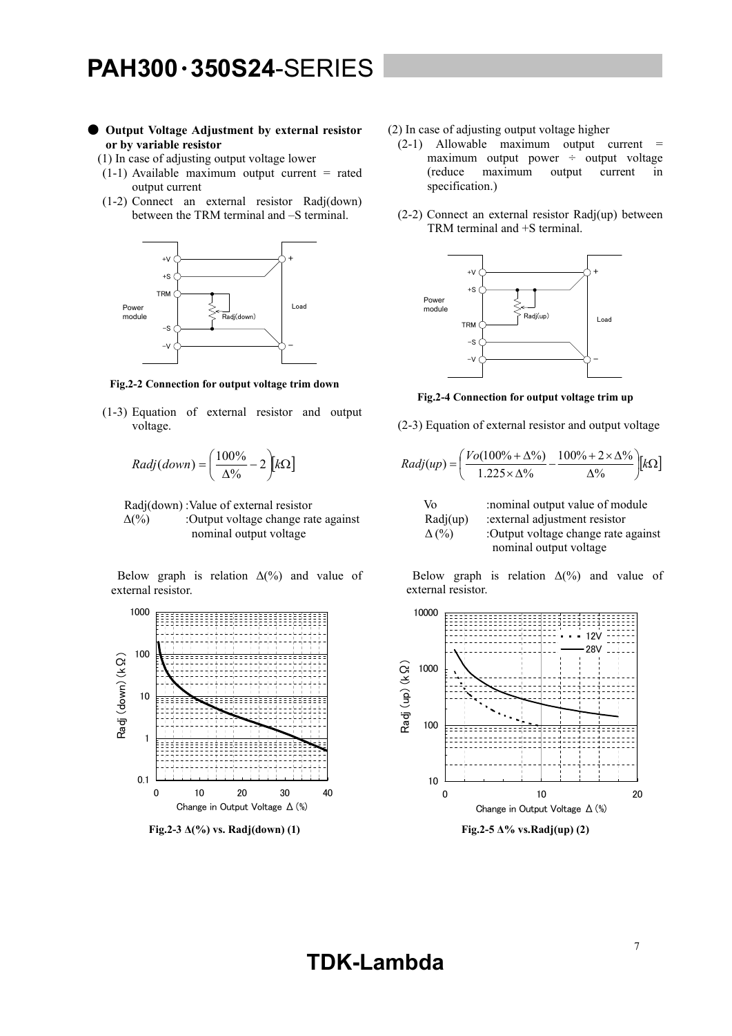## ● Output Voltage Adjustment by external resistor or by variable resistor

(1) In case of adjusting output voltage lower

(1-1) Available maximum output current = rated output current

(1-2) Connect an external resistor Radj(down) between the TRM terminal and –S terminal.

Fig.2-2 Connection for output voltage trim down

(1-3) Equation of external resistor and output voltage.

$$Radj(down) = \left( \frac{100\%}{\Delta\%} - 2 \right) [k\Omega]$$

Radj(down) :Value of external resistor

$\Delta(\%)$ :Output voltage change rate against nominal output voltage

Below graph is relation $\Delta(\%)$ and value of external resistor.

Fig.2-3 $\Delta(\%)$ vs. Radj(down) (1)

(2) In case of adjusting output voltage higher

(2-1) Allowable maximum output current = maximum output power ÷ output voltage (reduce maximum output current in specification.)

(2-2) Connect an external resistor Radj(up) between TRM terminal and +S terminal.

Fig.2-4 Connection for output voltage trim up

(2-3) Equation of external resistor and output voltage

$$Radj(up) = \left( \frac{Vo(100\% + \Delta\%)}{1.225 \times \Delta\%} - \frac{100\% + 2 \times \Delta\%}{\Delta\%} \right) [k\Omega]$$

Vo :nominal output value of module

Radj(up) :external adjustment resistor

$\Delta(\%)$ :Output voltage change rate against nominal output voltage

Below graph is relation $\Delta(\%)$ and value of external resistor.

Fig.2-5 $\Delta\%$ vs.Radj(up) (2)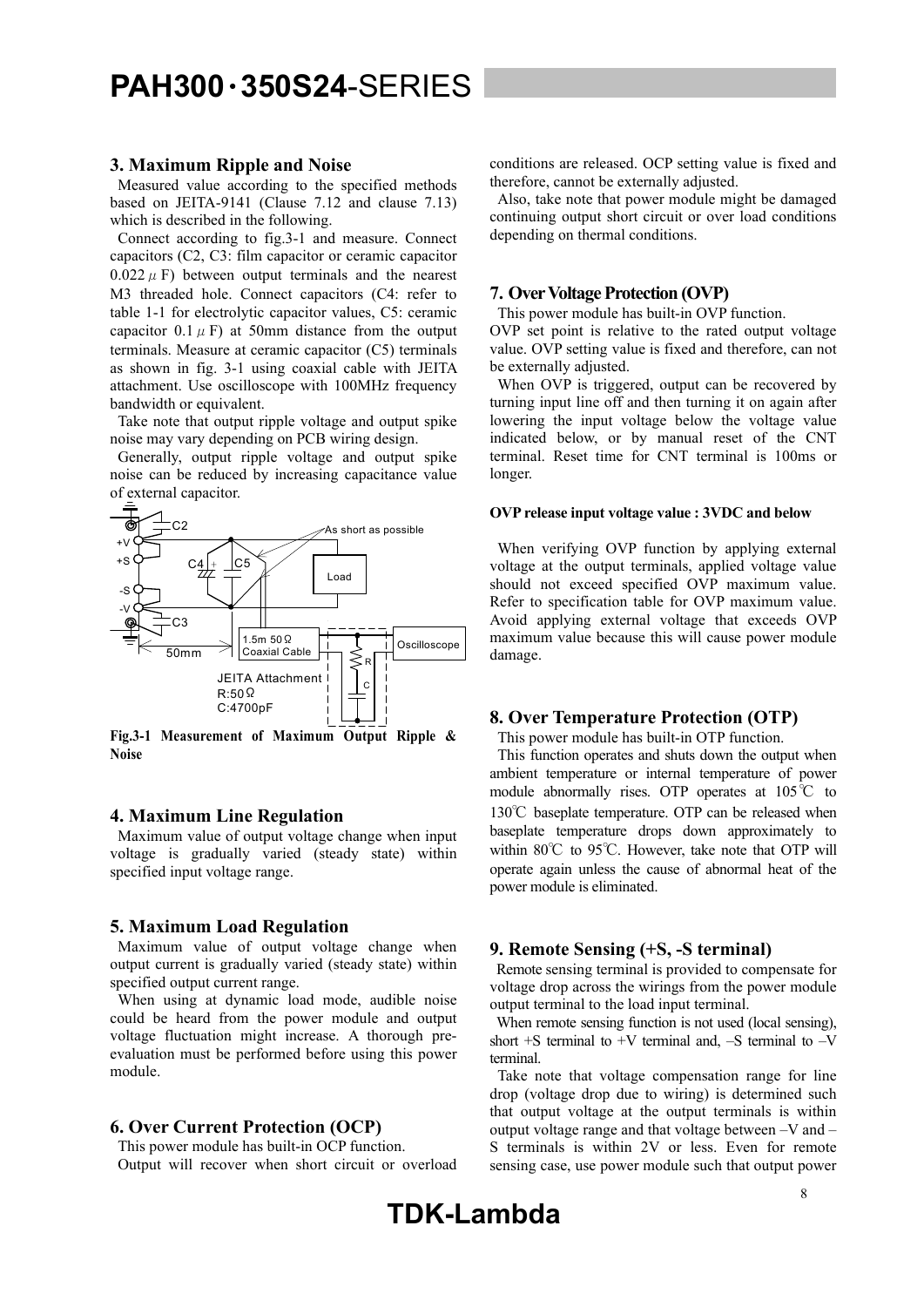## 3. Maximum Ripple and Noise

Measured value according to the specified methods based on JEITA-9141 (Clause 7.12 and clause 7.13) which is described in the following.

Connect according to fig.3-1 and measure. Connect capacitors (C2, C3: film capacitor or ceramic capacitor 0.022$\mu$F) between output terminals and the nearest M3 threaded hole. Connect capacitors (C4: refer to table 1-1 for electrolytic capacitor values, C5: ceramic capacitor 0.1$\mu$F) at 50mm distance from the output terminals. Measure at ceramic capacitor (C5) terminals as shown in fig. 3-1 using coaxial cable with JEITA attachment. Use oscilloscope with 100MHz frequency bandwidth or equivalent.

Take note that output ripple voltage and output spike noise may vary depending on PCB wiring design.

Generally, output ripple voltage and output spike noise can be reduced by increasing capacitance value of external capacitor.

**Fig.3-1 Measurement of Maximum Output Ripple & Noise**

## 4. Maximum Line Regulation

Maximum value of output voltage change when input voltage is gradually varied (steady state) within specified input voltage range.

## 5. Maximum Load Regulation

Maximum value of output voltage change when output current is gradually varied (steady state) within specified output current range.

When using at dynamic load mode, audible noise could be heard from the power module and output voltage fluctuation might increase. A thorough pre-evaluation must be performed before using this power module.

## 6. Over Current Protection (OCP)

This power module has built-in OCP function.

Output will recover when short circuit or overload conditions are released. OCP setting value is fixed and therefore, cannot be externally adjusted.

Also, take note that power module might be damaged continuing output short circuit or over load conditions depending on thermal conditions.

## 7. Over Voltage Protection (OVP)

This power module has built-in OVP function.

OVP set point is relative to the rated output voltage value. OVP setting value is fixed and therefore, can not be externally adjusted.

When OVP is triggered, output can be recovered by turning input line off and then turning it on again after lowering the input voltage below the voltage value indicated below, or by manual reset of the CNT terminal. Reset time for CNT terminal is 100ms or longer.

**OVP release input voltage value : 3VDC and below**

When verifying OVP function by applying external voltage at the output terminals, applied voltage value should not exceed specified OVP maximum value. Refer to specification table for OVP maximum value. Avoid applying external voltage that exceeds OVP maximum value because this will cause power module damage.

## 8. Over Temperature Protection (OTP)

This power module has built-in OTP function.

This function operates and shuts down the output when ambient temperature or internal temperature of power module abnormally rises. OTP operates at 105℃ to 130℃ baseplate temperature. OTP can be released when baseplate temperature drops down approximately to within 80℃ to 95℃. However, take note that OTP will operate again unless the cause of abnormal heat of the power module is eliminated.

## 9. Remote Sensing (+S, -S terminal)

Remote sensing terminal is provided to compensate for voltage drop across the wirings from the power module output terminal to the load input terminal.

When remote sensing function is not used (local sensing), short +S terminal to +V terminal and, –S terminal to –V terminal.

Take note that voltage compensation range for line drop (voltage drop due to wiring) is determined such that output voltage at the output terminals is within output voltage range and that voltage between –V and –S terminals is within 2V or less. Even for remote sensing case, use power module such that output power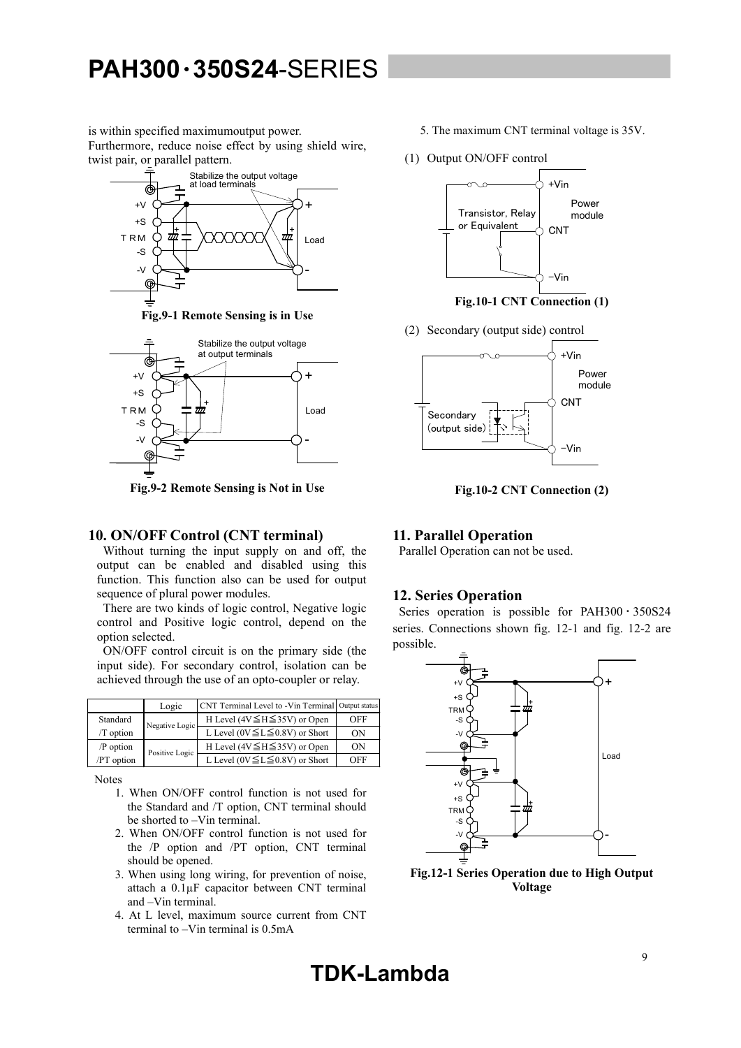is within specified maximumoutput power.
Furthermore, reduce noise effect by using shield wire, twist pair, or parallel pattern.

Fig.9-1 Remote Sensing is in Use

Fig.9-2 Remote Sensing is Not in Use

## 10. ON/OFF Control (CNT terminal)

Without turning the input supply on and off, the output can be enabled and disabled using this function. This function also can be used for output sequence of plural power modules.

There are two kinds of logic control, Negative logic control and Positive logic control, depend on the option selected.

ON/OFF control circuit is on the primary side (the input side). For secondary control, isolation can be achieved through the use of an opto-coupler or relay.

| | Logic | CNT Terminal Level to -Vin Terminal | Output status |
|---|---|---|---|
| Standard | Negative Logic | H Level (4V≦H≦35V) or Open | OFF |
| /T option | | L Level (0V≦L≦0.8V) or Short | ON |
| /P option | Positive Logic | H Level (4V≦H≦35V) or Open | ON |
| /PT option | | L Level (0V≦L≦0.8V) or Short | OFF |

Notes

1. When ON/OFF control function is not used for the Standard and /T option, CNT terminal should be shorted to –Vin terminal.
2. When ON/OFF control function is not used for the /P option and /PT option, CNT terminal should be opened.
3. When using long wiring, for prevention of noise, attach a 0.1μF capacitor between CNT terminal and –Vin terminal.
4. At L level, maximum source current from CNT terminal to –Vin terminal is 0.5mA
5. The maximum CNT terminal voltage is 35V.

(1) Output ON/OFF control

Fig.10-1 CNT Connection (1)

(2) Secondary (output side) control

Fig.10-2 CNT Connection (2)

## 11. Parallel Operation

Parallel Operation can not be used.

## 12. Series Operation

Series operation is possible for PAH300・350S24 series. Connections shown fig. 12-1 and fig. 12-2 are possible.

Fig.12-1 Series Operation due to High Output Voltage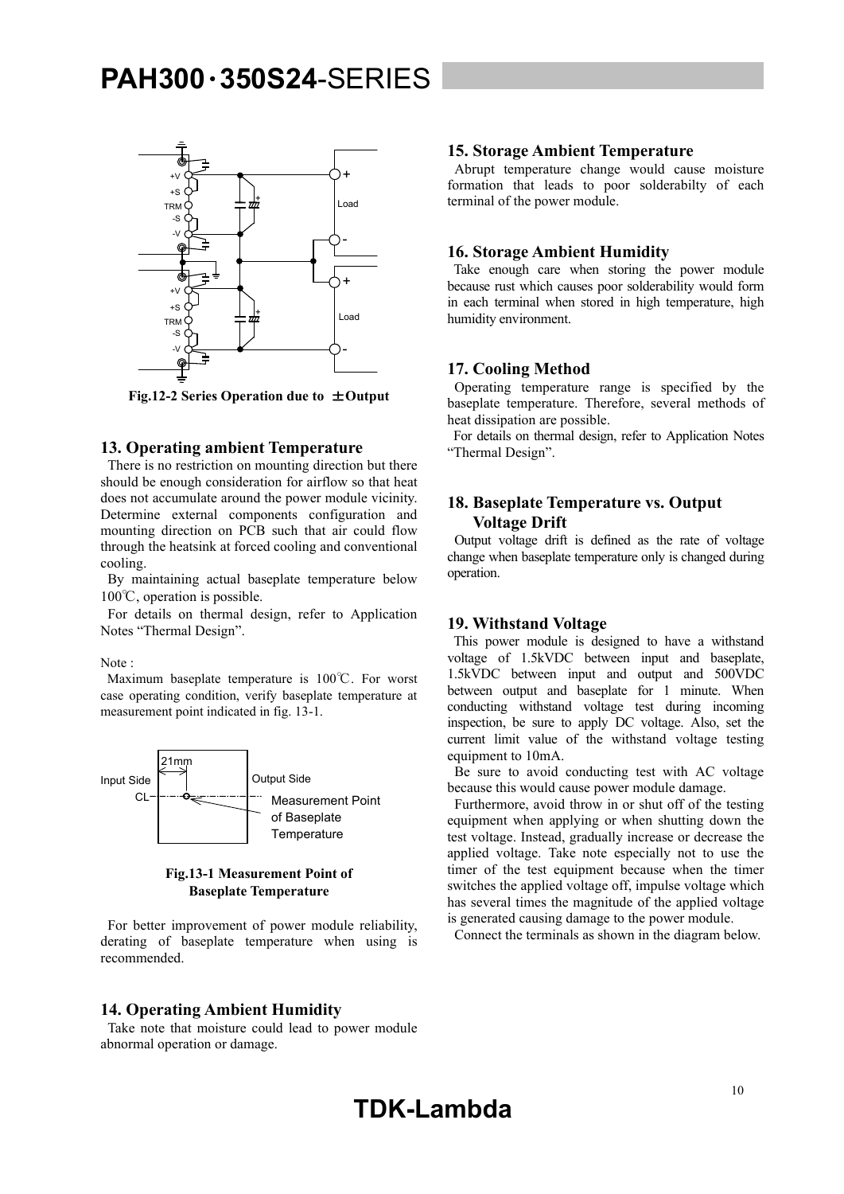Fig.12-2 Series Operation due to ±Output

## 13. Operating ambient Temperature

There is no restriction on mounting direction but there should be enough consideration for airflow so that heat does not accumulate around the power module vicinity. Determine external components configuration and mounting direction on PCB such that air could flow through the heatsink at forced cooling and conventional cooling.

By maintaining actual baseplate temperature below 100℃, operation is possible.

For details on thermal design, refer to Application Notes "Thermal Design".

Note :

Maximum baseplate temperature is 100℃. For worst case operating condition, verify baseplate temperature at measurement point indicated in fig. 13-1.

**Fig.13-1 Measurement Point of Baseplate Temperature**

For better improvement of power module reliability, derating of baseplate temperature when using is recommended.

## 14. Operating Ambient Humidity

Take note that moisture could lead to power module abnormal operation or damage.

## 15. Storage Ambient Temperature

Abrupt temperature change would cause moisture formation that leads to poor solderabilty of each terminal of the power module.

## 16. Storage Ambient Humidity

Take enough care when storing the power module because rust which causes poor solderability would form in each terminal when stored in high temperature, high humidity environment.

## 17. Cooling Method

Operating temperature range is specified by the baseplate temperature. Therefore, several methods of heat dissipation are possible.

For details on thermal design, refer to Application Notes "Thermal Design".

## 18. Baseplate Temperature vs. Output Voltage Drift

Output voltage drift is defined as the rate of voltage change when baseplate temperature only is changed during operation.

## 19. Withstand Voltage

This power module is designed to have a withstand voltage of 1.5kVDC between input and baseplate, 1.5kVDC between input and output and 500VDC between output and baseplate for 1 minute. When conducting withstand voltage test during incoming inspection, be sure to apply DC voltage. Also, set the current limit value of the withstand voltage testing equipment to 10mA.

Be sure to avoid conducting test with AC voltage because this would cause power module damage.

Furthermore, avoid throw in or shut off of the testing equipment when applying or when shutting down the test voltage. Instead, gradually increase or decrease the applied voltage. Take note especially not to use the timer of the test equipment because when the timer switches the applied voltage off, impulse voltage which has several times the magnitude of the applied voltage is generated causing damage to the power module.

Connect the terminals as shown in the diagram below.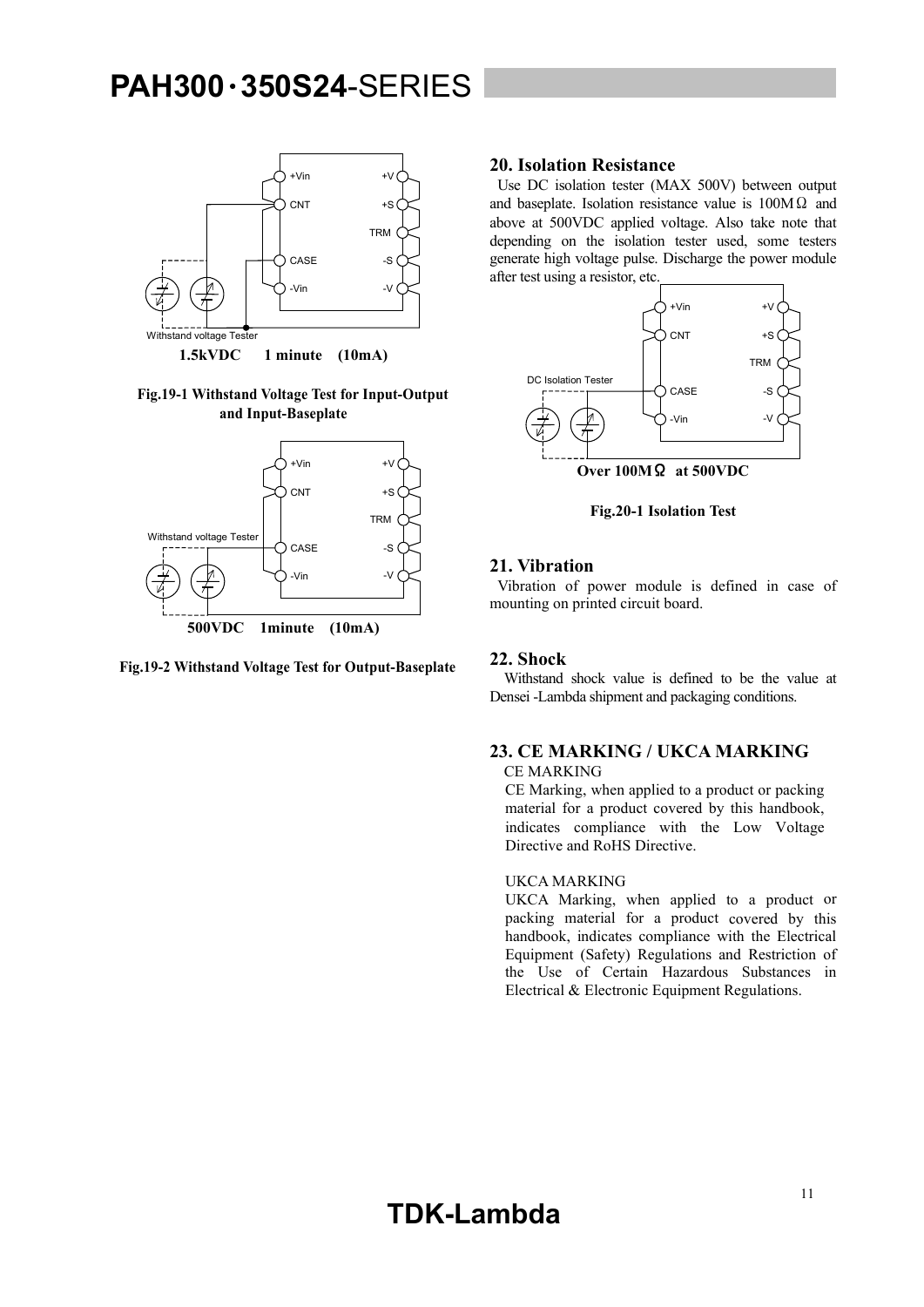Withstand voltage Tester

**1.5kVDC 1 minute (10mA)**

**Fig.19-1 Withstand Voltage Test for Input-Output and Input-Baseplate**

Withstand voltage Tester

**500VDC 1minute (10mA)**

**Fig.19-2 Withstand Voltage Test for Output-Baseplate**

## 20. Isolation Resistance

Use DC isolation tester (MAX 500V) between output and baseplate. Isolation resistance value is 100MΩ and above at 500VDC applied voltage. Also take note that depending on the isolation tester used, some testers generate high voltage pulse. Discharge the power module after test using a resistor, etc.

DC Isolation Tester

**Over 100MΩ at 500VDC**

**Fig.20-1 Isolation Test**

## 21. Vibration

Vibration of power module is defined in case of mounting on printed circuit board.

## 22. Shock

Withstand shock value is defined to be the value at Densei -Lambda shipment and packaging conditions.

## 23. CE MARKING / UKCA MARKING

CE MARKING

CE Marking, when applied to a product or packing material for a product covered by this handbook, indicates compliance with the Low Voltage Directive and RoHS Directive.

UKCA MARKING

UKCA Marking, when applied to a product or packing material for a product covered by this handbook, indicates compliance with the Electrical Equipment (Safety) Regulations and Restriction of the Use of Certain Hazardous Substances in Electrical & Electronic Equipment Regulations.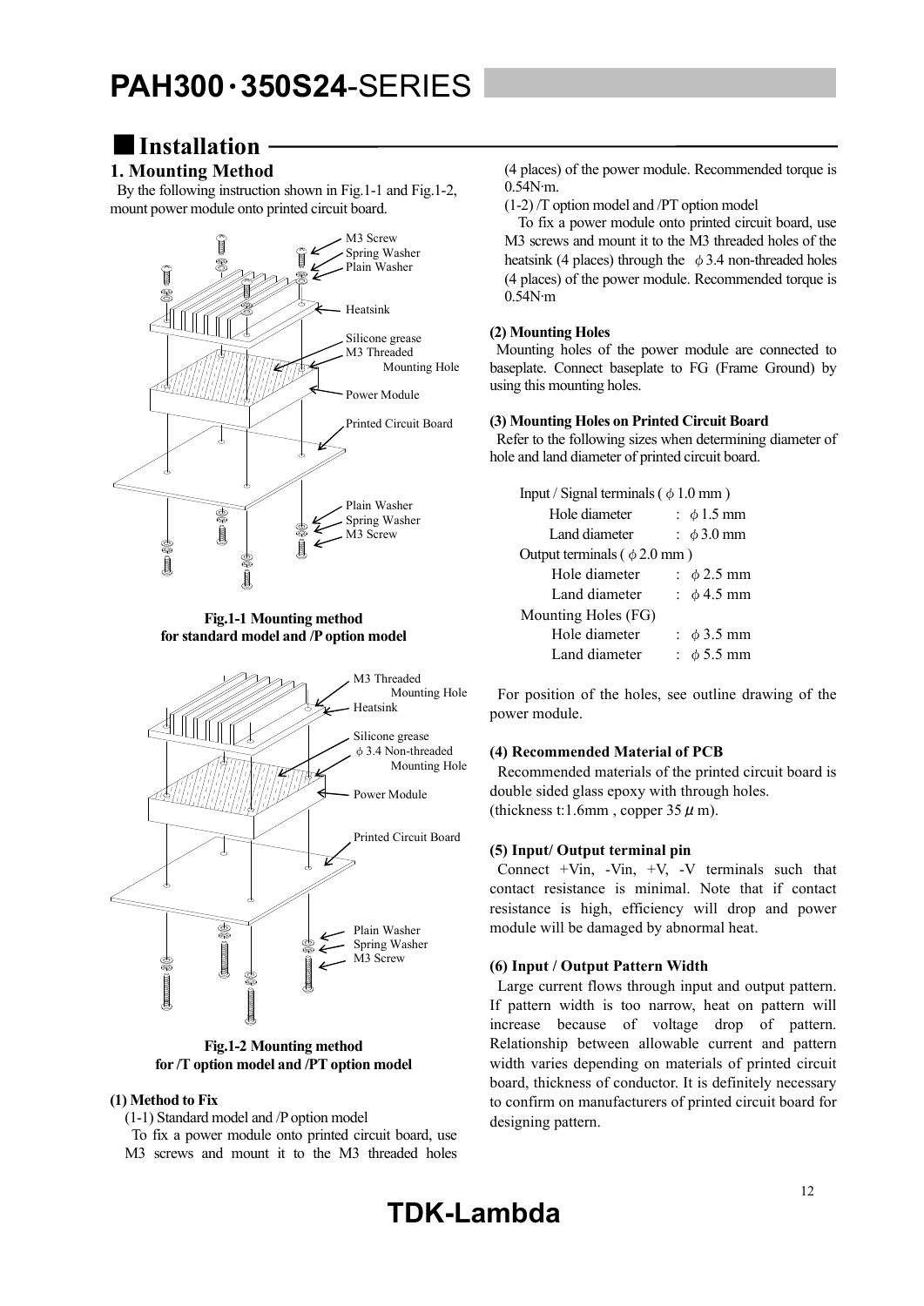## Installation

### 1. Mounting Method

By the following instruction shown in Fig.1-1 and Fig.1-2, mount power module onto printed circuit board.

M3 Screw
Spring Washer
Plain Washer
Heatsink
Silicone grease
M3 Threaded Mounting Hole
Power Module
Printed Circuit Board
Plain Washer
Spring Washer
M3 Screw

**Fig.1-1 Mounting method for standard model and /P option model**

M3 Threaded Mounting Hole
Heatsink
Silicone grease
φ 3.4 Non-threaded Mounting Hole
Power Module
Printed Circuit Board
Plain Washer
Spring Washer
M3 Screw

**Fig.1-2 Mounting method for /T option model and /PT option model**

**(1) Method to Fix**

(1-1) Standard model and /P option model

To fix a power module onto printed circuit board, use M3 screws and mount it to the M3 threaded holes (4 places) of the power module. Recommended torque is 0.54N·m.

(1-2) /T option model and /PT option model

To fix a power module onto printed circuit board, use M3 screws and mount it to the M3 threaded holes of the heatsink (4 places) through the φ3.4 non-threaded holes (4 places) of the power module. Recommended torque is 0.54N·m

**(2) Mounting Holes**

Mounting holes of the power module are connected to baseplate. Connect baseplate to FG (Frame Ground) by using this mounting holes.

**(3) Mounting Holes on Printed Circuit Board**

Refer to the following sizes when determining diameter of hole and land diameter of printed circuit board.

Input / Signal terminals ( φ 1.0 mm )
- Hole diameter : φ 1.5 mm
- Land diameter : φ 3.0 mm

Output terminals ( φ 2.0 mm )
- Hole diameter : φ 2.5 mm
- Land diameter : φ 4.5 mm

Mounting Holes (FG)
- Hole diameter : φ 3.5 mm
- Land diameter : φ 5.5 mm

For position of the holes, see outline drawing of the power module.

**(4) Recommended Material of PCB**

Recommended materials of the printed circuit board is double sided glass epoxy with through holes. (thickness t:1.6mm , copper 35 μ m).

**(5) Input/ Output terminal pin**

Connect +Vin, -Vin, +V, -V terminals such that contact resistance is minimal. Note that if contact resistance is high, efficiency will drop and power module will be damaged by abnormal heat.

**(6) Input / Output Pattern Width**

Large current flows through input and output pattern. If pattern width is too narrow, heat on pattern will increase because of voltage drop of pattern. Relationship between allowable current and pattern width varies depending on materials of printed circuit board, thickness of conductor. It is definitely necessary to confirm on manufacturers of printed circuit board for designing pattern.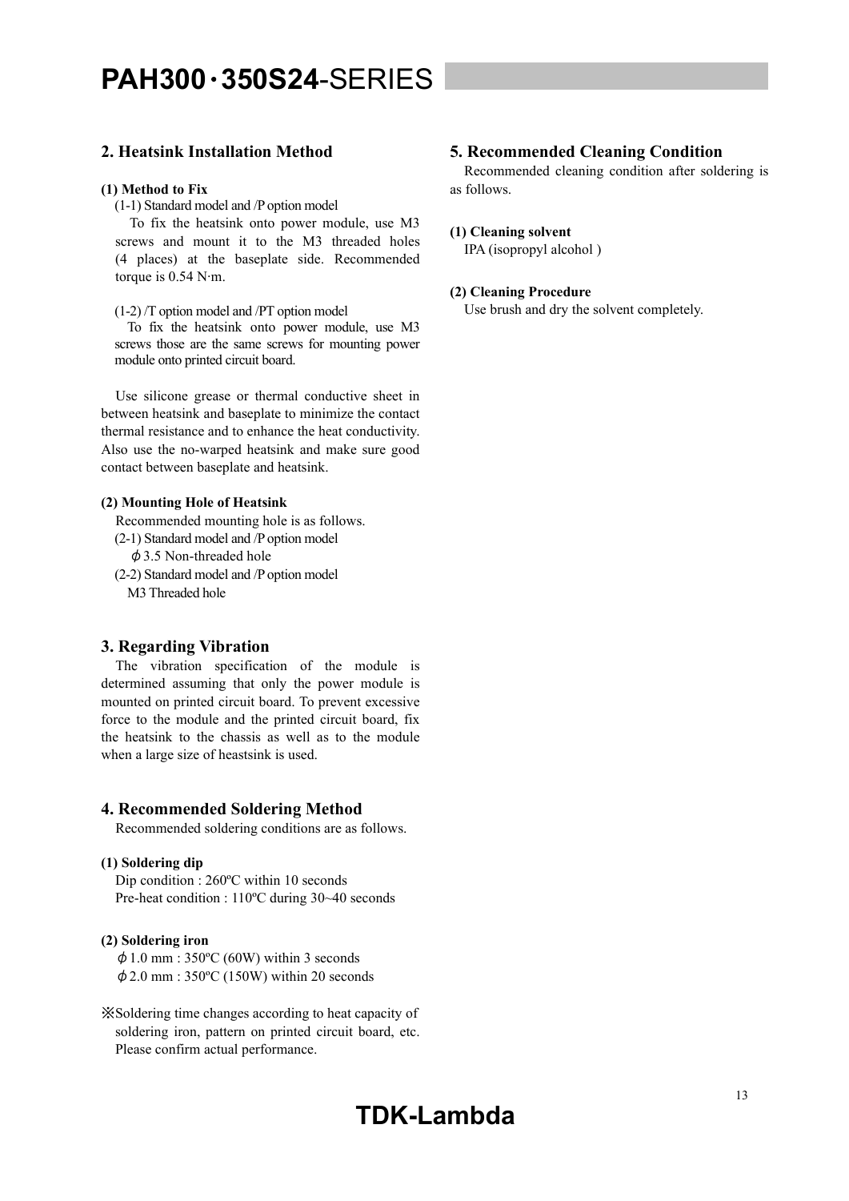## 2. Heatsink Installation Method

**(1) Method to Fix**

(1-1) Standard model and /P option model

To fix the heatsink onto power module, use M3 screws and mount it to the M3 threaded holes (4 places) at the baseplate side. Recommended torque is 0.54 N·m.

(1-2) /T option model and /PT option model

To fix the heatsink onto power module, use M3 screws those are the same screws for mounting power module onto printed circuit board.

Use silicone grease or thermal conductive sheet in between heatsink and baseplate to minimize the contact thermal resistance and to enhance the heat conductivity. Also use the no-warped heatsink and make sure good contact between baseplate and heatsink.

**(2) Mounting Hole of Heatsink**

Recommended mounting hole is as follows.

(2-1) Standard model and /P option model

ϕ3.5 Non-threaded hole

(2-2) Standard model and /P option model

M3 Threaded hole

## 3. Regarding Vibration

The vibration specification of the module is determined assuming that only the power module is mounted on printed circuit board. To prevent excessive force to the module and the printed circuit board, fix the heatsink to the chassis as well as to the module when a large size of heastsink is used.

## 4. Recommended Soldering Method

Recommended soldering conditions are as follows.

**(1) Soldering dip**

Dip condition : 260ºC within 10 seconds
Pre-heat condition : 110ºC during 30~40 seconds

**(2) Soldering iron**

ϕ1.0 mm : 350ºC (60W) within 3 seconds
ϕ2.0 mm : 350ºC (150W) within 20 seconds

※Soldering time changes according to heat capacity of soldering iron, pattern on printed circuit board, etc. Please confirm actual performance.

## 5. Recommended Cleaning Condition

Recommended cleaning condition after soldering is as follows.

**(1) Cleaning solvent**

IPA (isopropyl alcohol )

**(2) Cleaning Procedure**

Use brush and dry the solvent completely.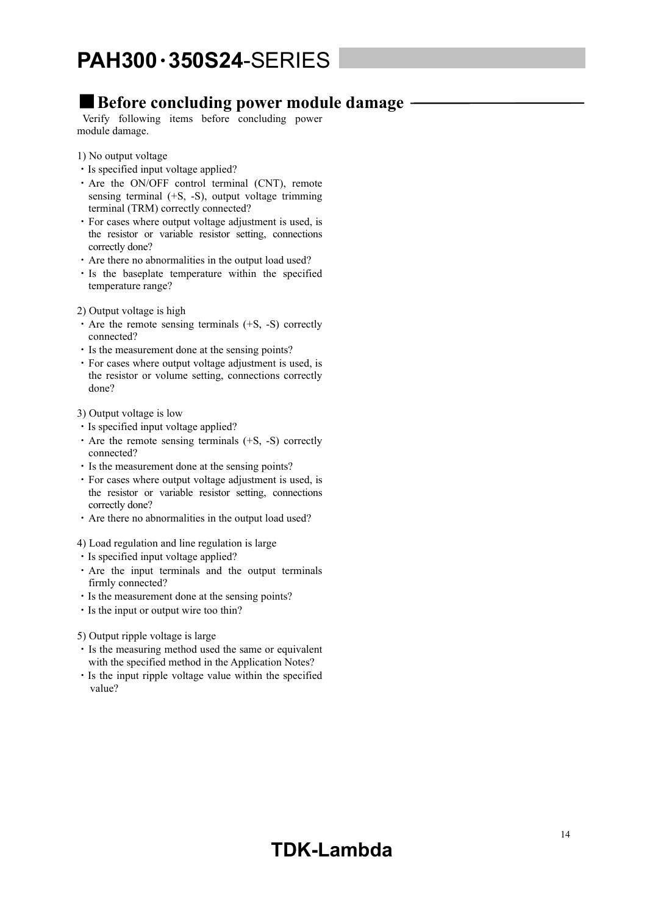## ■Before concluding power module damage

Verify following items before concluding power module damage.

1) No output voltage
- Is specified input voltage applied?
- Are the ON/OFF control terminal (CNT), remote sensing terminal (+S, -S), output voltage trimming terminal (TRM) correctly connected?
- For cases where output voltage adjustment is used, is the resistor or variable resistor setting, connections correctly done?
- Are there no abnormalities in the output load used?
- Is the baseplate temperature within the specified temperature range?

2) Output voltage is high
- Are the remote sensing terminals (+S, -S) correctly connected?
- Is the measurement done at the sensing points?
- For cases where output voltage adjustment is used, is the resistor or volume setting, connections correctly done?

3) Output voltage is low
- Is specified input voltage applied?
- Are the remote sensing terminals (+S, -S) correctly connected?
- Is the measurement done at the sensing points?
- For cases where output voltage adjustment is used, is the resistor or variable resistor setting, connections correctly done?
- Are there no abnormalities in the output load used?

4) Load regulation and line regulation is large
- Is specified input voltage applied?
- Are the input terminals and the output terminals firmly connected?
- Is the measurement done at the sensing points?
- Is the input or output wire too thin?

5) Output ripple voltage is large
- Is the measuring method used the same or equivalent with the specified method in the Application Notes?
- Is the input ripple voltage value within the specified value?